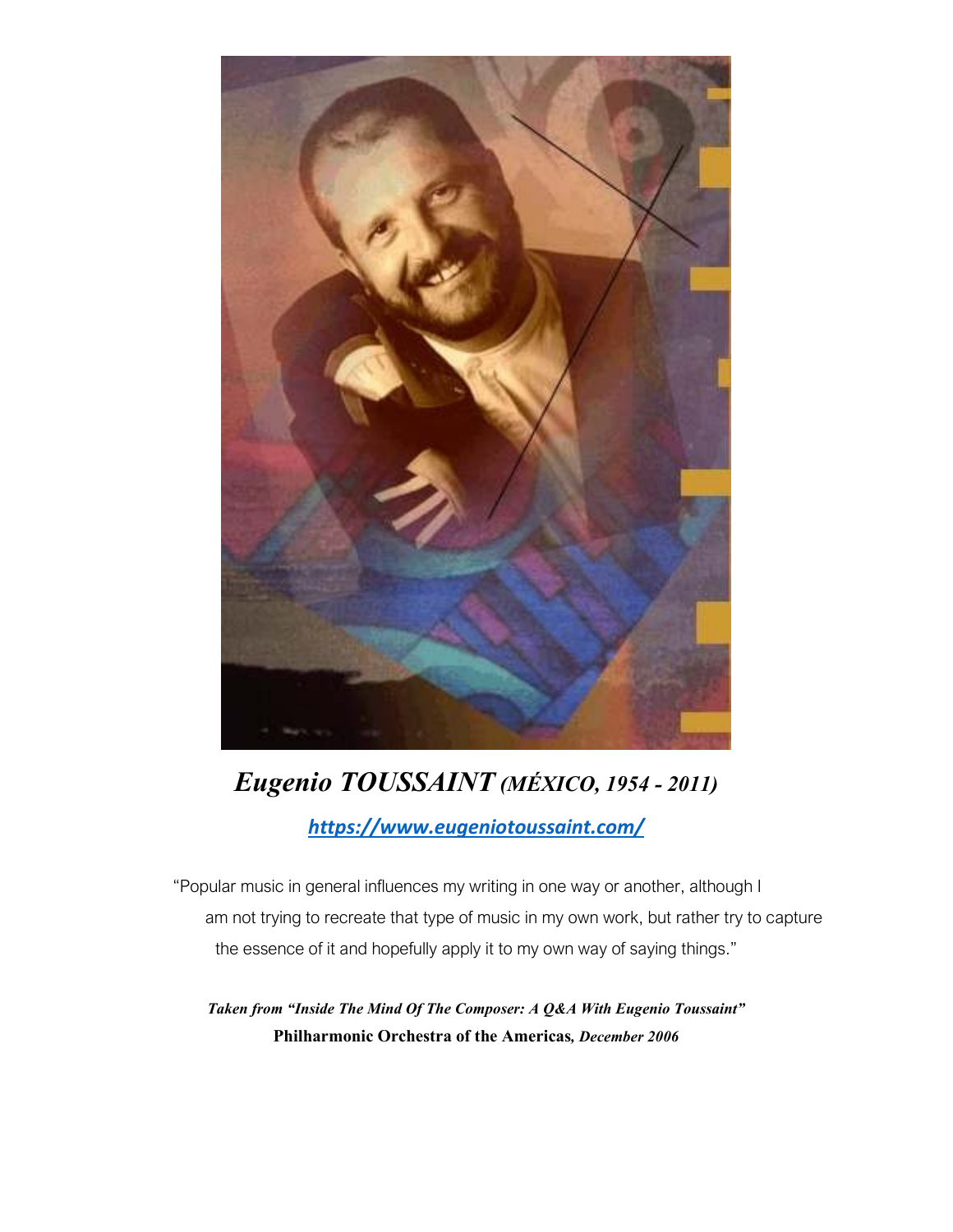## ***Eugenio TOUSSAINT** (MÉXICO, 1954 - 2011)*

[https://www.eugeniotoussaint.com/](https://www.eugeniotoussaint.com/)

"Popular music in general influences my writing in one way or another, although I am not trying to recreate that type of music in my own work, but rather try to capture the essence of it and hopefully apply it to my own way of saying things."

***Taken from "Inside The Mind Of The Composer: A Q&A With Eugenio Toussaint"***
**Philharmonic Orchestra of the Americas***, December 2006*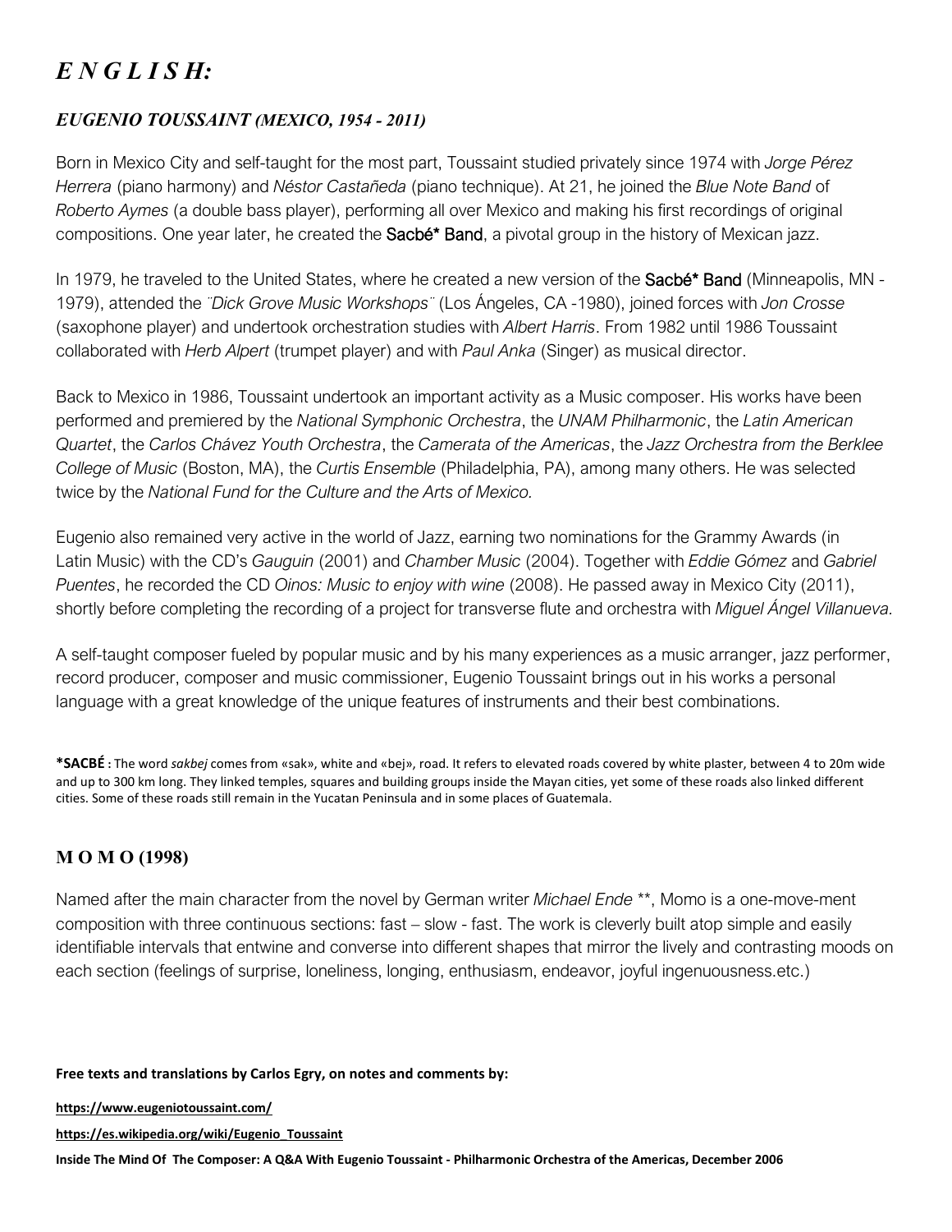# *E N G L I S H:*

## *EUGENIO TOUSSAINT (MEXICO, 1954 - 2011)*

Born in Mexico City and self-taught for the most part, Toussaint studied privately since 1974 with *Jorge Pérez Herrera* (piano harmony) and *Néstor Castañeda* (piano technique). At 21, he joined the *Blue Note Band* of *Roberto Aymes* (a double bass player), performing all over Mexico and making his first recordings of original compositions. One year later, he created the **Sacbé* Band**, a pivotal group in the history of Mexican jazz.

In 1979, he traveled to the United States, where he created a new version of the **Sacbé* Band** (Minneapolis, MN - 1979), attended the *¨Dick Grove Music Workshops¨* (Los Ángeles, CA -1980), joined forces with *Jon Crosse* (saxophone player) and undertook orchestration studies with *Albert Harris*. From 1982 until 1986 Toussaint collaborated with *Herb Alpert* (trumpet player) and with *Paul Anka* (Singer) as musical director.

Back to Mexico in 1986, Toussaint undertook an important activity as a Music composer. His works have been performed and premiered by the *National Symphonic Orchestra*, the *UNAM Philharmonic*, the *Latin American Quartet*, the *Carlos Chávez Youth Orchestra*, the *Camerata of the Americas*, the *Jazz Orchestra from the Berklee College of Music* (Boston, MA), the *Curtis Ensemble* (Philadelphia, PA), among many others. He was selected twice by the *National Fund for the Culture and the Arts of Mexico.*

Eugenio also remained very active in the world of Jazz, earning two nominations for the Grammy Awards (in Latin Music) with the CD's *Gauguin* (2001) and *Chamber Music* (2004). Together with *Eddie Gómez* and *Gabriel Puentes*, he recorded the CD *Oinos: Music to enjoy with wine* (2008). He passed away in Mexico City (2011), shortly before completing the recording of a project for transverse flute and orchestra with *Miguel Ángel Villanueva.*

A self-taught composer fueled by popular music and by his many experiences as a music arranger, jazz performer, record producer, composer and music commissioner, Eugenio Toussaint brings out in his works a personal language with a great knowledge of the unique features of instruments and their best combinations.

***SACBÉ** : The word *sakbej* comes from «sak», white and «bej», road. It refers to elevated roads covered by white plaster, between 4 to 20m wide and up to 300 km long. They linked temples, squares and building groups inside the Mayan cities, yet some of these roads also linked different cities. Some of these roads still remain in the Yucatan Peninsula and in some places of Guatemala.

## M O M O (1998)

Named after the main character from the novel by German writer *Michael Ende* **, Momo is a one-move-ment composition with three continuous sections: fast – slow - fast. The work is cleverly built atop simple and easily identifiable intervals that entwine and converse into different shapes that mirror the lively and contrasting moods on each section (feelings of surprise, loneliness, longing, enthusiasm, endeavor, joyful ingenuousness.etc.)

**Free texts and translations by Carlos Egry, on notes and comments by:**

**https://www.eugeniotoussaint.com/**

**https://es.wikipedia.org/wiki/Eugenio_Toussaint**

**Inside The Mind Of The Composer: A Q&A With Eugenio Toussaint - Philharmonic Orchestra of the Americas, December 2006**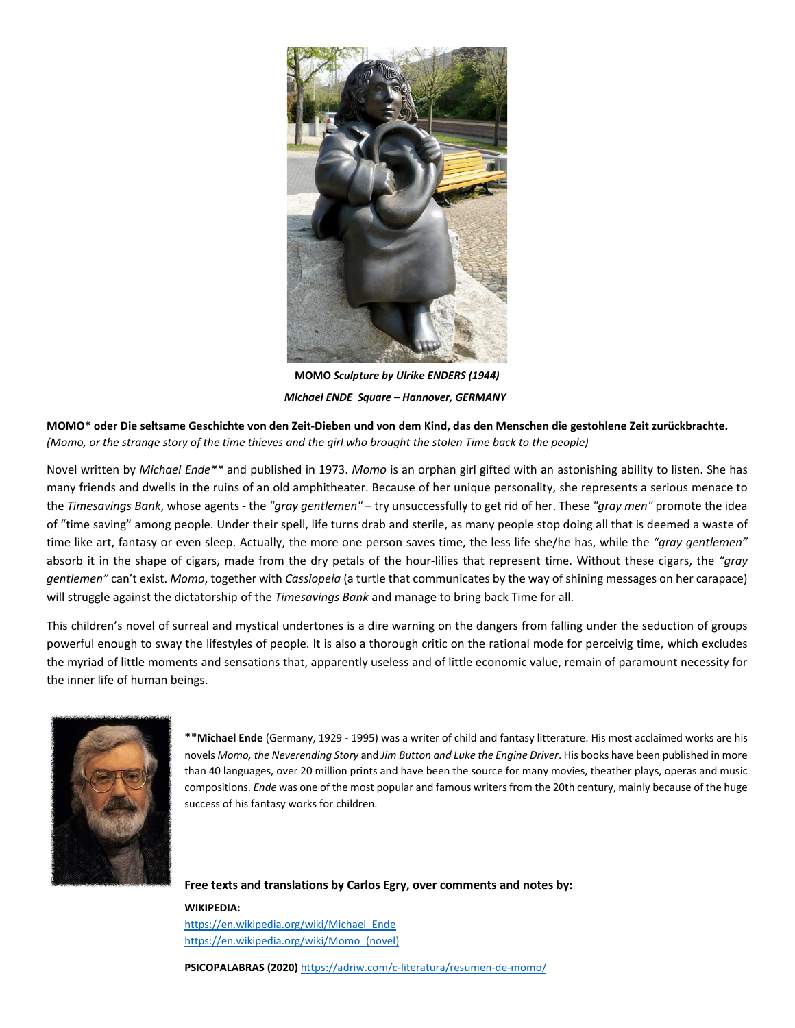**MOMO** ***Sculpture by Ulrike ENDERS (1944)***

***Michael ENDE Square – Hannover, GERMANY***

**MOMO* oder Die seltsame Geschichte von den Zeit-Dieben und von dem Kind, das den Menschen die gestohlene Zeit zurückbrachte.**
*(Momo, or the strange story of the time thieves and the girl who brought the stolen Time back to the people)*

Novel written by *Michael Ende*** and published in 1973. *Momo* is an orphan girl gifted with an astonishing ability to listen. She has many friends and dwells in the ruins of an old amphitheater. Because of her unique personality, she represents a serious menace to the *Timesavings Bank*, whose agents - the *"gray gentlemen"* – try unsuccessfully to get rid of her. These *"gray men"* promote the idea of "time saving" among people. Under their spell, life turns drab and sterile, as many people stop doing all that is deemed a waste of time like art, fantasy or even sleep. Actually, the more one person saves time, the less life she/he has, while the *"gray gentlemen"* absorb it in the shape of cigars, made from the dry petals of the hour-lilies that represent time. Without these cigars, the *"gray gentlemen"* can't exist. *Momo*, together with *Cassiopeia* (a turtle that communicates by the way of shining messages on her carapace) will struggle against the dictatorship of the *Timesavings Bank* and manage to bring back Time for all.

This children's novel of surreal and mystical undertones is a dire warning on the dangers from falling under the seduction of groups powerful enough to sway the lifestyles of people. It is also a thorough critic on the rational mode for perceivig time, which excludes the myriad of little moments and sensations that, apparently useless and of little economic value, remain of paramount necessity for the inner life of human beings.

****Michael Ende** (Germany, 1929 - 1995) was a writer of child and fantasy litterature. His most acclaimed works are his novels *Momo, the Neverending Story* and *Jim Button and Luke the Engine Driver*. His books have been published in more than 40 languages, over 20 million prints and have been the source for many movies, theather plays, operas and music compositions. *Ende* was one of the most popular and famous writers from the 20th century, mainly because of the huge success of his fantasy works for children.

**Free texts and translations by Carlos Egry, over comments and notes by:**

**WIKIPEDIA:**
https://en.wikipedia.org/wiki/Michael_Ende
https://en.wikipedia.org/wiki/Momo_(novel)

**PSICOPALABRAS (2020)** https://adriw.com/c-literatura/resumen-de-momo/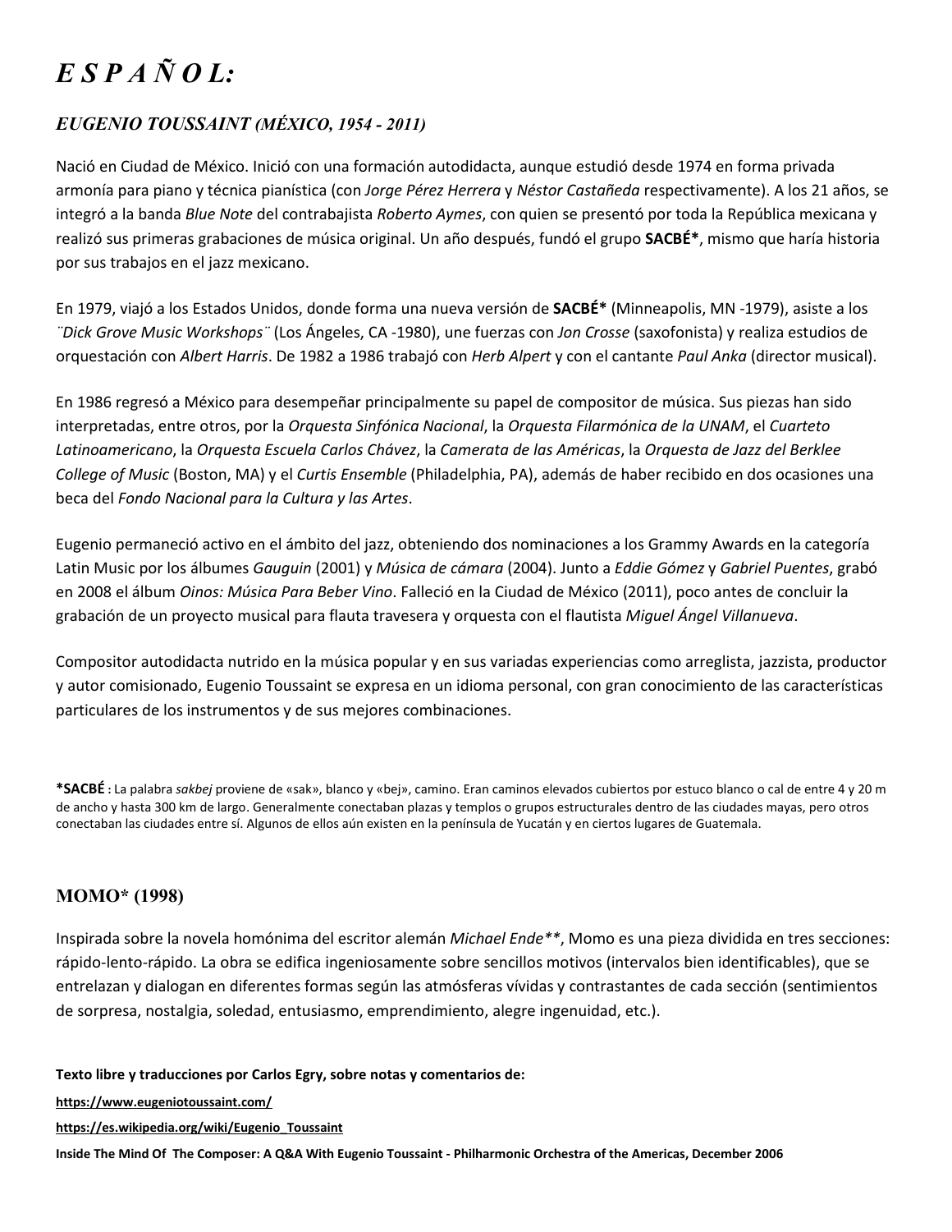# *E S P A Ñ O L:*

### *EUGENIO TOUSSAINT (MÉXICO, 1954 - 2011)*

Nació en Ciudad de México. Inició con una formación autodidacta, aunque estudió desde 1974 en forma privada armonía para piano y técnica pianística (con *Jorge Pérez Herrera* y *Néstor Castañeda* respectivamente). A los 21 años, se integró a la banda *Blue Note* del contrabajista *Roberto Aymes*, con quien se presentó por toda la República mexicana y realizó sus primeras grabaciones de música original. Un año después, fundó el grupo **SACBÉ***, mismo que haría historia por sus trabajos en el jazz mexicano.

En 1979, viajó a los Estados Unidos, donde forma una nueva versión de **SACBÉ*** (Minneapolis, MN -1979), asiste a los ¨*Dick Grove Music Workshops*¨ (Los Ángeles, CA -1980), une fuerzas con *Jon Crosse* (saxofonista) y realiza estudios de orquestación con *Albert Harris*. De 1982 a 1986 trabajó con *Herb Alpert* y con el cantante *Paul Anka* (director musical).

En 1986 regresó a México para desempeñar principalmente su papel de compositor de música. Sus piezas han sido interpretadas, entre otros, por la *Orquesta Sinfónica Nacional*, la *Orquesta Filarmónica de la UNAM*, el *Cuarteto Latinoamericano*, la *Orquesta Escuela Carlos Chávez*, la *Camerata de las Américas*, la *Orquesta de Jazz del Berklee College of Music* (Boston, MA) y el *Curtis Ensemble* (Philadelphia, PA), además de haber recibido en dos ocasiones una beca del *Fondo Nacional para la Cultura y las Artes*.

Eugenio permaneció activo en el ámbito del jazz, obteniendo dos nominaciones a los Grammy Awards en la categoría Latin Music por los álbumes *Gauguin* (2001) y *Música de cámara* (2004). Junto a *Eddie Gómez* y *Gabriel Puentes*, grabó en 2008 el álbum *Oinos: Música Para Beber Vino*. Falleció en la Ciudad de México (2011), poco antes de concluir la grabación de un proyecto musical para flauta travesera y orquesta con el flautista *Miguel Ángel Villanueva*.

Compositor autodidacta nutrido en la música popular y en sus variadas experiencias como arreglista, jazzista, productor y autor comisionado, Eugenio Toussaint se expresa en un idioma personal, con gran conocimiento de las características particulares de los instrumentos y de sus mejores combinaciones.

***SACBÉ** : La palabra *sakbej* proviene de «sak», blanco y «bej», camino. Eran caminos elevados cubiertos por estuco blanco o cal de entre 4 y 20 m de ancho y hasta 300 km de largo. Generalmente conectaban plazas y templos o grupos estructurales dentro de las ciudades mayas, pero otros conectaban las ciudades entre sí. Algunos de ellos aún existen en la península de Yucatán y en ciertos lugares de Guatemala.

### MOMO* (1998)

Inspirada sobre la novela homónima del escritor alemán *Michael Ende***, Momo es una pieza dividida en tres secciones: rápido-lento-rápido. La obra se edifica ingeniosamente sobre sencillos motivos (intervalos bien identificables), que se entrelazan y dialogan en diferentes formas según las atmósferas vívidas y contrastantes de cada sección (sentimientos de sorpresa, nostalgia, soledad, entusiasmo, emprendimiento, alegre ingenuidad, etc.).

**Texto libre y traducciones por Carlos Egry, sobre notas y comentarios de:**

**https://www.eugeniotoussaint.com/**

**https://es.wikipedia.org/wiki/Eugenio_Toussaint**

**Inside The Mind Of The Composer: A Q&A With Eugenio Toussaint - Philharmonic Orchestra of the Americas, December 2006**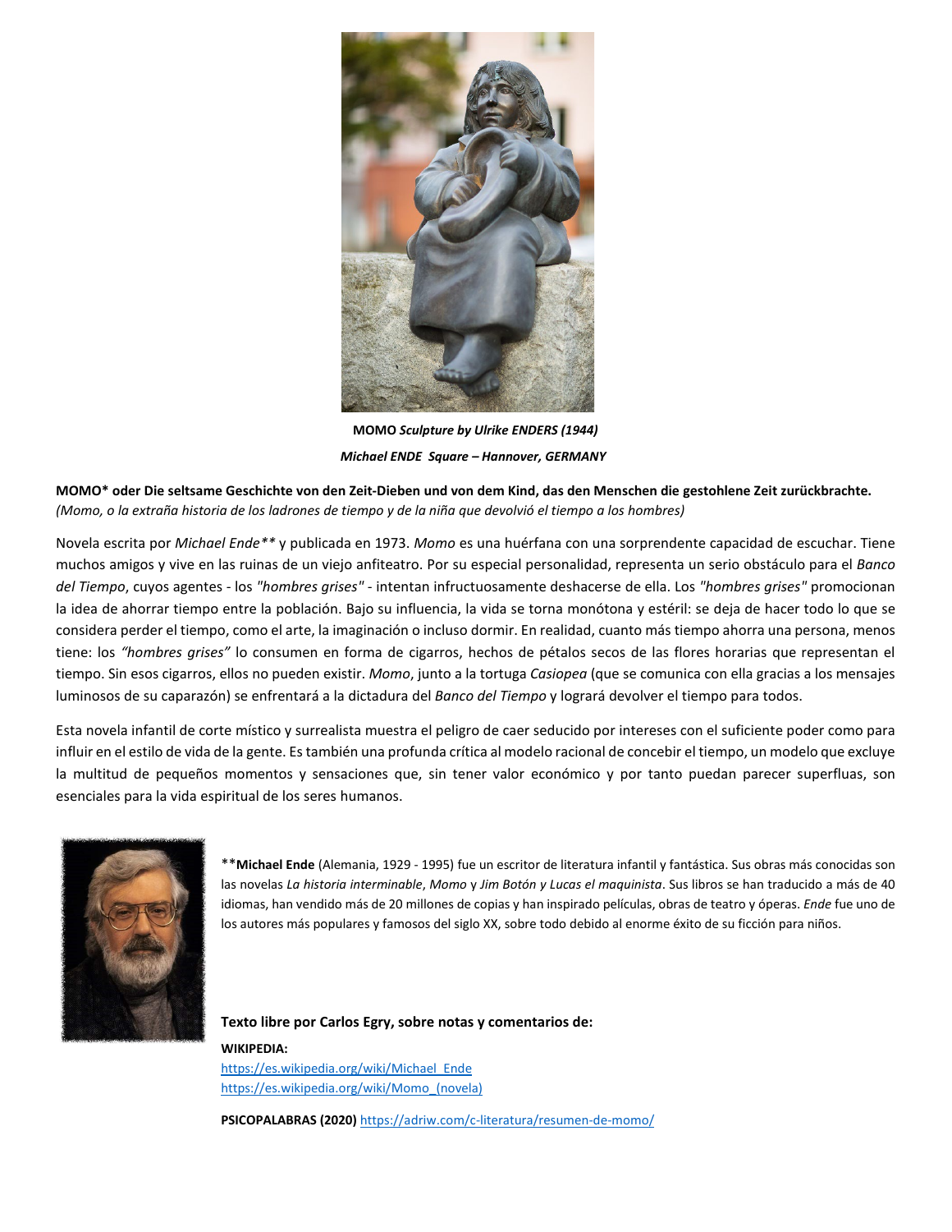**MOMO** ***Sculpture by Ulrike ENDERS (1944)***

***Michael ENDE Square – Hannover, GERMANY***

**MOMO* oder Die seltsame Geschichte von den Zeit-Dieben und von dem Kind, das den Menschen die gestohlene Zeit zurückbrachte.**
*(Momo, o la extraña historia de los ladrones de tiempo y de la niña que devolvió el tiempo a los hombres)*

Novela escrita por *Michael Ende*** y publicada en 1973. *Momo* es una huérfana con una sorprendente capacidad de escuchar. Tiene muchos amigos y vive en las ruinas de un viejo anfiteatro. Por su especial personalidad, representa un serio obstáculo para el *Banco del Tiempo*, cuyos agentes - los *"hombres grises"* - intentan infructuosamente deshacerse de ella. Los *"hombres grises"* promocionan la idea de ahorrar tiempo entre la población. Bajo su influencia, la vida se torna monótona y estéril: se deja de hacer todo lo que se considera perder el tiempo, como el arte, la imaginación o incluso dormir. En realidad, cuanto más tiempo ahorra una persona, menos tiene: los *"hombres grises"* lo consumen en forma de cigarros, hechos de pétalos secos de las flores horarias que representan el tiempo. Sin esos cigarros, ellos no pueden existir. *Momo*, junto a la tortuga *Casiopea* (que se comunica con ella gracias a los mensajes luminosos de su caparazón) se enfrentará a la dictadura del *Banco del Tiempo* y logrará devolver el tiempo para todos.

Esta novela infantil de corte místico y surrealista muestra el peligro de caer seducido por intereses con el suficiente poder como para influir en el estilo de vida de la gente. Es también una profunda crítica al modelo racional de concebir el tiempo, un modelo que excluye la multitud de pequeños momentos y sensaciones que, sin tener valor económico y por tanto puedan parecer superfluas, son esenciales para la vida espiritual de los seres humanos.

****Michael Ende** (Alemania, 1929 - 1995) fue un escritor de literatura infantil y fantástica. Sus obras más conocidas son las novelas *La historia interminable*, *Momo* y *Jim Botón y Lucas el maquinista*. Sus libros se han traducido a más de 40 idiomas, han vendido más de 20 millones de copias y han inspirado películas, obras de teatro y óperas. *Ende* fue uno de los autores más populares y famosos del siglo XX, sobre todo debido al enorme éxito de su ficción para niños.

**Texto libre por Carlos Egry, sobre notas y comentarios de:**

**WIKIPEDIA:**
https://es.wikipedia.org/wiki/Michael_Ende
https://es.wikipedia.org/wiki/Momo_(novela)

**PSICOPALABRAS (2020)** https://adriw.com/c-literatura/resumen-de-momo/